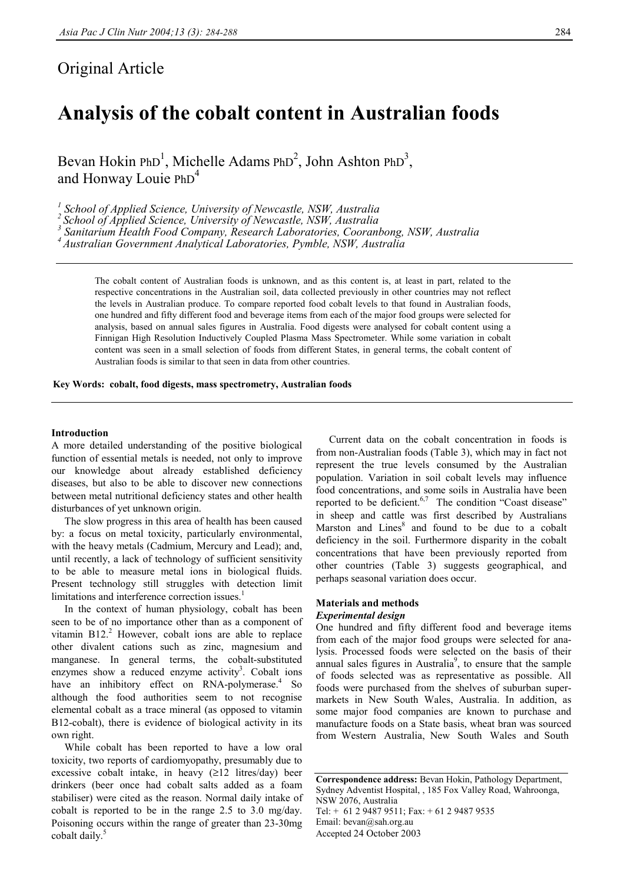## Original Article

# Analysis of the cobalt content in Australian foods

Bevan Hokin PhD[1], Michelle Adams PhD[2], John Ashton PhD[3], and Honway Louie PhD[4]

[1] School of Applied Science, University of Newcastle, NSW, Australia
[2] School of Applied Science, University of Newcastle, NSW, Australia
[3] Sanitarium Health Food Company, Research Laboratories, Cooranbong, NSW, Australia
[4] Australian Government Analytical Laboratories, Pymble, NSW, Australia

The cobalt content of Australian foods is unknown, and as this content is, at least in part, related to the respective concentrations in the Australian soil, data collected previously in other countries may not reflect the levels in Australian produce. To compare reported food cobalt levels to that found in Australian foods, one hundred and fifty different food and beverage items from each of the major food groups were selected for analysis, based on annual sales figures in Australia. Food digests were analysed for cobalt content using a Finnigan High Resolution Inductively Coupled Plasma Mass Spectrometer. While some variation in cobalt content was seen in a small selection of foods from different States, in general terms, the cobalt content of Australian foods is similar to that seen in data from other countries.

**Key Words: cobalt, food digests, mass spectrometry, Australian foods**

### Introduction

A more detailed understanding of the positive biological function of essential metals is needed, not only to improve our knowledge about already established deficiency diseases, but also to be able to discover new connections between metal nutritional deficiency states and other health disturbances of yet unknown origin.

The slow progress in this area of health has been caused by: a focus on metal toxicity, particularly environmental, with the heavy metals (Cadmium, Mercury and Lead); and, until recently, a lack of technology of sufficient sensitivity to be able to measure metal ions in biological fluids. Present technology still struggles with detection limit limitations and interference correction issues.[1]

In the context of human physiology, cobalt has been seen to be of no importance other than as a component of vitamin B12.[2] However, cobalt ions are able to replace other divalent cations such as zinc, magnesium and manganese. In general terms, the cobalt-substituted enzymes show a reduced enzyme activity[3]. Cobalt ions have an inhibitory effect on RNA-polymerase.[4] So although the food authorities seem to not recognise elemental cobalt as a trace mineral (as opposed to vitamin B12-cobalt), there is evidence of biological activity in its own right.

While cobalt has been reported to have a low oral toxicity, two reports of cardiomyopathy, presumably due to excessive cobalt intake, in heavy (≥12 litres/day) beer drinkers (beer once had cobalt salts added as a foam stabiliser) were cited as the reason. Normal daily intake of cobalt is reported to be in the range 2.5 to 3.0 mg/day. Poisoning occurs within the range of greater than 23-30mg cobalt daily.[5]

Current data on the cobalt concentration in foods is from non-Australian foods (Table 3), which may in fact not represent the true levels consumed by the Australian population. Variation in soil cobalt levels may influence food concentrations, and some soils in Australia have been reported to be deficient.[6,7] The condition "Coast disease" in sheep and cattle was first described by Australians Marston and Lines[8] and found to be due to a cobalt deficiency in the soil. Furthermore disparity in the cobalt concentrations that have been previously reported from other countries (Table 3) suggests geographical, and perhaps seasonal variation does occur.

### Materials and methods

#### *Experimental design*

One hundred and fifty different food and beverage items from each of the major food groups were selected for analysis. Processed foods were selected on the basis of their annual sales figures in Australia[9], to ensure that the sample of foods selected was as representative as possible. All foods were purchased from the shelves of suburban supermarkets in New South Wales, Australia. In addition, as some major food companies are known to purchase and manufacture foods on a State basis, wheat bran was sourced from Western Australia, New South Wales and South

**Correspondence address:** Bevan Hokin, Pathology Department, Sydney Adventist Hospital, , 185 Fox Valley Road, Wahroonga, NSW 2076, Australia
Tel: + 61 2 9487 9511; Fax: + 61 2 9487 9535
Email: bevan@sah.org.au
Accepted 24 October 2003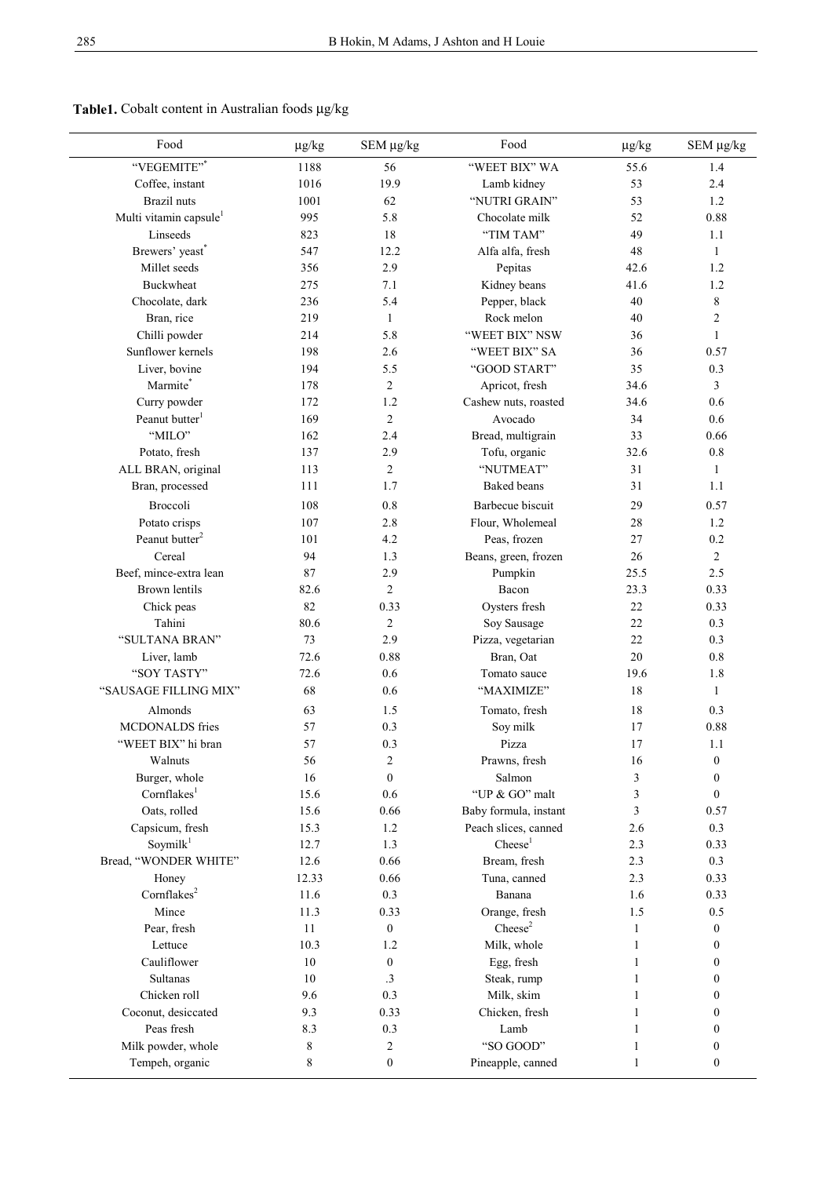**Table1.** Cobalt content in Australian foods µg/kg

| Food | µg/kg | SEM µg/kg | Food | µg/kg | SEM µg/kg |
|---|---|---|---|---|---|
| "VEGEMITE"* | 1188 | 56 | "WEET BIX" WA | 55.6 | 1.4 |
| Coffee, instant | 1016 | 19.9 | Lamb kidney | 53 | 2.4 |
| Brazil nuts | 1001 | 62 | "NUTRI GRAIN" | 53 | 1.2 |
| Multi vitamin capsule[1] | 995 | 5.8 | Chocolate milk | 52 | 0.88 |
| Linseeds | 823 | 18 | "TIM TAM" | 49 | 1.1 |
| Brewers' yeast* | 547 | 12.2 | Alfa alfa, fresh | 48 | 1 |
| Millet seeds | 356 | 2.9 | Pepitas | 42.6 | 1.2 |
| Buckwheat | 275 | 7.1 | Kidney beans | 41.6 | 1.2 |
| Chocolate, dark | 236 | 5.4 | Pepper, black | 40 | 8 |
| Bran, rice | 219 | 1 | Rock melon | 40 | 2 |
| Chilli powder | 214 | 5.8 | "WEET BIX" NSW | 36 | 1 |
| Sunflower kernels | 198 | 2.6 | "WEET BIX" SA | 36 | 0.57 |
| Liver, bovine | 194 | 5.5 | "GOOD START" | 35 | 0.3 |
| Marmite* | 178 | 2 | Apricot, fresh | 34.6 | 3 |
| Curry powder | 172 | 1.2 | Cashew nuts, roasted | 34.6 | 0.6 |
| Peanut butter[1] | 169 | 2 | Avocado | 34 | 0.6 |
| "MILO" | 162 | 2.4 | Bread, multigrain | 33 | 0.66 |
| Potato, fresh | 137 | 2.9 | Tofu, organic | 32.6 | 0.8 |
| ALL BRAN, original | 113 | 2 | "NUTMEAT" | 31 | 1 |
| Bran, processed | 111 | 1.7 | Baked beans | 31 | 1.1 |
| Broccoli | 108 | 0.8 | Barbecue biscuit | 29 | 0.57 |
| Potato crisps | 107 | 2.8 | Flour, Wholemeal | 28 | 1.2 |
| Peanut butter[2] | 101 | 4.2 | Peas, frozen | 27 | 0.2 |
| Cereal | 94 | 1.3 | Beans, green, frozen | 26 | 2 |
| Beef, mince-extra lean | 87 | 2.9 | Pumpkin | 25.5 | 2.5 |
| Brown lentils | 82.6 | 2 | Bacon | 23.3 | 0.33 |
| Chick peas | 82 | 0.33 | Oysters fresh | 22 | 0.33 |
| Tahini | 80.6 | 2 | Soy Sausage | 22 | 0.3 |
| "SULTANA BRAN" | 73 | 2.9 | Pizza, vegetarian | 22 | 0.3 |
| Liver, lamb | 72.6 | 0.88 | Bran, Oat | 20 | 0.8 |
| "SOY TASTY" | 72.6 | 0.6 | Tomato sauce | 19.6 | 1.8 |
| "SAUSAGE FILLING MIX" | 68 | 0.6 | "MAXIMIZE" | 18 | 1 |
| Almonds | 63 | 1.5 | Tomato, fresh | 18 | 0.3 |
| MCDONALDS fries | 57 | 0.3 | Soy milk | 17 | 0.88 |
| "WEET BIX" hi bran | 57 | 0.3 | Pizza | 17 | 1.1 |
| Walnuts | 56 | 2 | Prawns, fresh | 16 | 0 |
| Burger, whole | 16 | 0 | Salmon | 3 | 0 |
| Cornflakes[1] | 15.6 | 0.6 | "UP & GO" malt | 3 | 0 |
| Oats, rolled | 15.6 | 0.66 | Baby formula, instant | 3 | 0.57 |
| Capsicum, fresh | 15.3 | 1.2 | Peach slices, canned | 2.6 | 0.3 |
| Soymilk[1] | 12.7 | 1.3 | Cheese[1] | 2.3 | 0.33 |
| Bread, "WONDER WHITE" | 12.6 | 0.66 | Bream, fresh | 2.3 | 0.3 |
| Honey | 12.33 | 0.66 | Tuna, canned | 2.3 | 0.33 |
| Cornflakes[2] | 11.6 | 0.3 | Banana | 1.6 | 0.33 |
| Mince | 11.3 | 0.33 | Orange, fresh | 1.5 | 0.5 |
| Pear, fresh | 11 | 0 | Cheese[2] | 1 | 0 |
| Lettuce | 10.3 | 1.2 | Milk, whole | 1 | 0 |
| Cauliflower | 10 | 0 | Egg, fresh | 1 | 0 |
| Sultanas | 10 | .3 | Steak, rump | 1 | 0 |
| Chicken roll | 9.6 | 0.3 | Milk, skim | 1 | 0 |
| Coconut, desiccated | 9.3 | 0.33 | Chicken, fresh | 1 | 0 |
| Peas fresh | 8.3 | 0.3 | Lamb | 1 | 0 |
| Milk powder, whole | 8 | 2 | "SO GOOD" | 1 | 0 |
| Tempeh, organic | 8 | 0 | Pineapple, canned | 1 | 0 |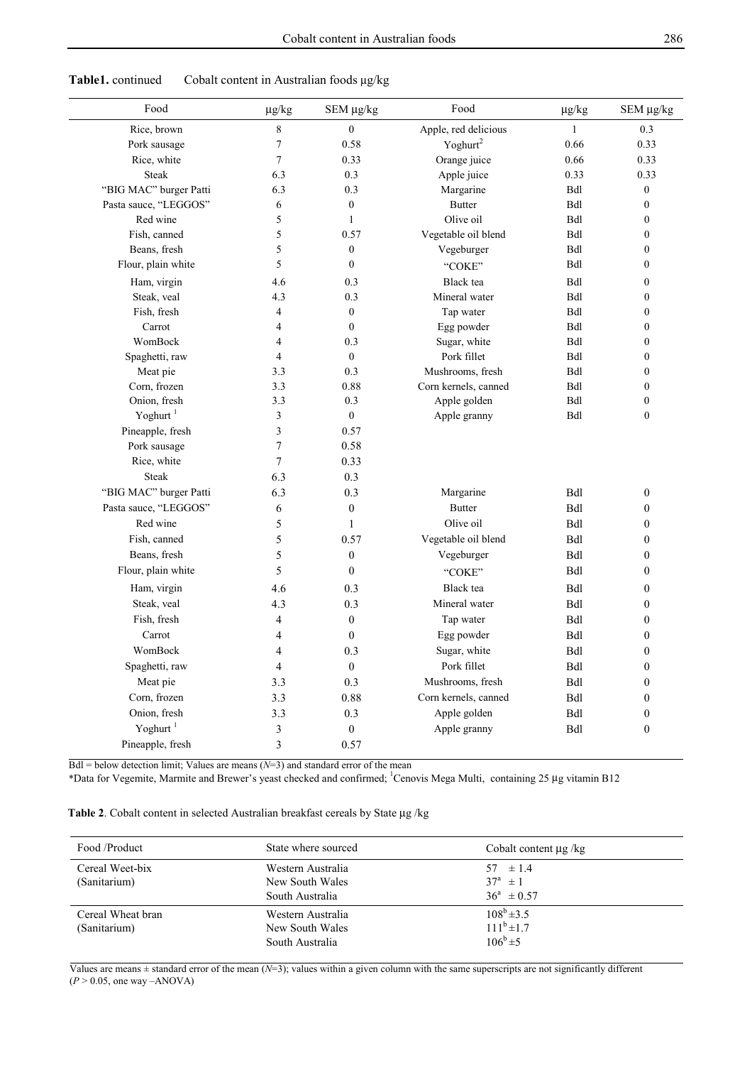**Table1.** continued  Cobalt content in Australian foods μg/kg

| Food | μg/kg | SEM μg/kg | Food | μg/kg | SEM μg/kg |
|---|---|---|---|---|---|
| Rice, brown | 8 | 0 | Apple, red delicious | 1 | 0.3 |
| Pork sausage | 7 | 0.58 | Yoghurt[2] | 0.66 | 0.33 |
| Rice, white | 7 | 0.33 | Orange juice | 0.66 | 0.33 |
| Steak | 6.3 | 0.3 | Apple juice | 0.33 | 0.33 |
| "BIG MAC" burger Patti | 6.3 | 0.3 | Margarine | Bdl | 0 |
| Pasta sauce, "LEGGOS" | 6 | 0 | Butter | Bdl | 0 |
| Red wine | 5 | 1 | Olive oil | Bdl | 0 |
| Fish, canned | 5 | 0.57 | Vegetable oil blend | Bdl | 0 |
| Beans, fresh | 5 | 0 | Vegeburger | Bdl | 0 |
| Flour, plain white | 5 | 0 | "COKE" | Bdl | 0 |
| Ham, virgin | 4.6 | 0.3 | Black tea | Bdl | 0 |
| Steak, veal | 4.3 | 0.3 | Mineral water | Bdl | 0 |
| Fish, fresh | 4 | 0 | Tap water | Bdl | 0 |
| Carrot | 4 | 0 | Egg powder | Bdl | 0 |
| WomBock | 4 | 0.3 | Sugar, white | Bdl | 0 |
| Spaghetti, raw | 4 | 0 | Pork fillet | Bdl | 0 |
| Meat pie | 3.3 | 0.3 | Mushrooms, fresh | Bdl | 0 |
| Corn, frozen | 3.3 | 0.88 | Corn kernels, canned | Bdl | 0 |
| Onion, fresh | 3.3 | 0.3 | Apple golden | Bdl | 0 |
| Yoghurt [1] | 3 | 0 | Apple granny | Bdl | 0 |
| Pineapple, fresh | 3 | 0.57 | | | |
| Pork sausage | 7 | 0.58 | | | |
| Rice, white | 7 | 0.33 | | | |
| Steak | 6.3 | 0.3 | | | |
| "BIG MAC" burger Patti | 6.3 | 0.3 | Margarine | Bdl | 0 |
| Pasta sauce, "LEGGOS" | 6 | 0 | Butter | Bdl | 0 |
| Red wine | 5 | 1 | Olive oil | Bdl | 0 |
| Fish, canned | 5 | 0.57 | Vegetable oil blend | Bdl | 0 |
| Beans, fresh | 5 | 0 | Vegeburger | Bdl | 0 |
| Flour, plain white | 5 | 0 | "COKE" | Bdl | 0 |
| Ham, virgin | 4.6 | 0.3 | Black tea | Bdl | 0 |
| Steak, veal | 4.3 | 0.3 | Mineral water | Bdl | 0 |
| Fish, fresh | 4 | 0 | Tap water | Bdl | 0 |
| Carrot | 4 | 0 | Egg powder | Bdl | 0 |
| WomBock | 4 | 0.3 | Sugar, white | Bdl | 0 |
| Spaghetti, raw | 4 | 0 | Pork fillet | Bdl | 0 |
| Meat pie | 3.3 | 0.3 | Mushrooms, fresh | Bdl | 0 |
| Corn, frozen | 3.3 | 0.88 | Corn kernels, canned | Bdl | 0 |
| Onion, fresh | 3.3 | 0.3 | Apple golden | Bdl | 0 |
| Yoghurt [1] | 3 | 0 | Apple granny | Bdl | 0 |
| Pineapple, fresh | 3 | 0.57 | | | |

Bdl = below detection limit; Values are means ($N$=3) and standard error of the mean

*Data for Vegemite, Marmite and Brewer's yeast checked and confirmed; [1]Cenovis Mega Multi, containing 25 μg vitamin B12

**Table 2**. Cobalt content in selected Australian breakfast cereals by State μg /kg

| Food /Product | State where sourced | Cobalt content μg /kg |
|---|---|---|
| Cereal Weet-bix (Sanitarium) | Western Australia | 57 ± 1.4 |
| | New South Wales | $37^{a}$ ± 1 |
| | South Australia | $36^{a}$ ± 0.57 |
| Cereal Wheat bran (Sanitarium) | Western Australia | $108^{b}$ ±3.5 |
| | New South Wales | $111^{b}$ ±1.7 |
| | South Australia | $106^{b}$ ±5 |

Values are means ± standard error of the mean ($N$=3); values within a given column with the same superscripts are not significantly different ($P > 0.05$, one way –ANOVA)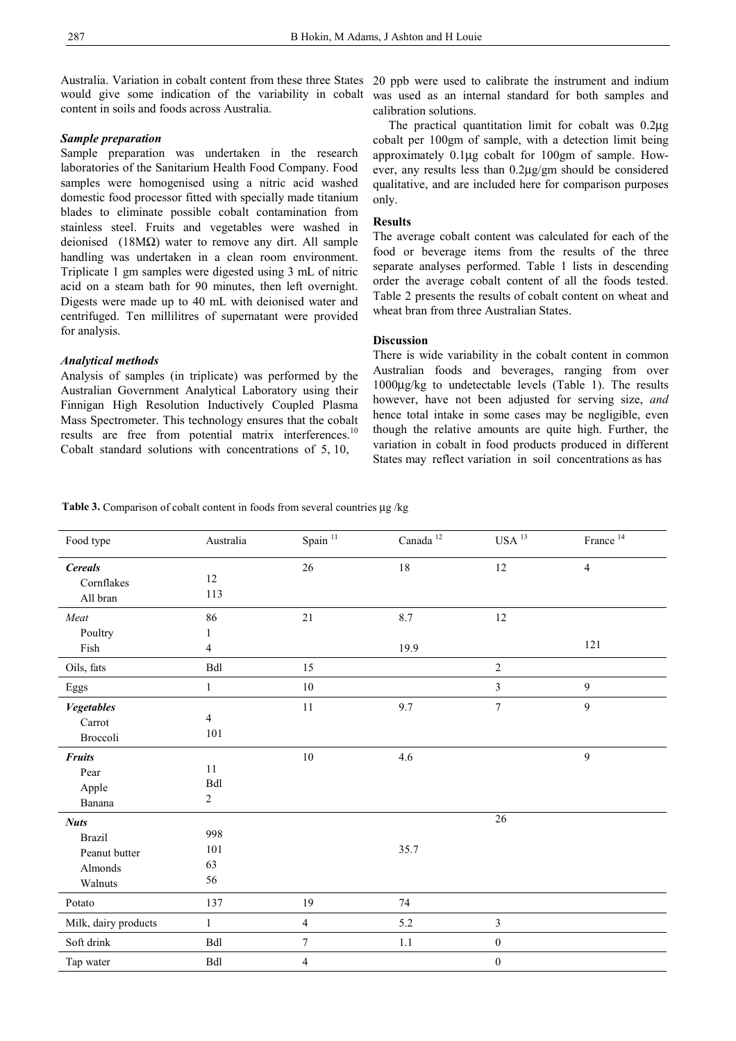Australia. Variation in cobalt content from these three States would give some indication of the variability in cobalt content in soils and foods across Australia.

### *Sample preparation*

Sample preparation was undertaken in the research laboratories of the Sanitarium Health Food Company. Food samples were homogenised using a nitric acid washed domestic food processor fitted with specially made titanium blades to eliminate possible cobalt contamination from stainless steel. Fruits and vegetables were washed in deionised (18MΩ) water to remove any dirt. All sample handling was undertaken in a clean room environment. Triplicate 1 gm samples were digested using 3 mL of nitric acid on a steam bath for 90 minutes, then left overnight. Digests were made up to 40 mL with deionised water and centrifuged. Ten millilitres of supernatant were provided for analysis.

### *Analytical methods*

Analysis of samples (in triplicate) was performed by the Australian Government Analytical Laboratory using their Finnigan High Resolution Inductively Coupled Plasma Mass Spectrometer. This technology ensures that the cobalt results are free from potential matrix interferences.[10] Cobalt standard solutions with concentrations of 5, 10, 20 ppb were used to calibrate the instrument and indium was used as an internal standard for both samples and calibration solutions.

The practical quantitation limit for cobalt was 0.2μg cobalt per 100gm of sample, with a detection limit being approximately 0.1μg cobalt for 100gm of sample. However, any results less than 0.2μg/gm should be considered qualitative, and are included here for comparison purposes only.

### Results

The average cobalt content was calculated for each of the food or beverage items from the results of the three separate analyses performed. Table 1 lists in descending order the average cobalt content of all the foods tested. Table 2 presents the results of cobalt content on wheat and wheat bran from three Australian States.

### Discussion

There is wide variability in the cobalt content in common Australian foods and beverages, ranging from over 1000μg/kg to undetectable levels (Table 1). The results however, have not been adjusted for serving size, *and* hence total intake in some cases may be negligible, even though the relative amounts are quite high. Further, the variation in cobalt in food products produced in different States may reflect variation in soil concentrations as has

**Table 3.** Comparison of cobalt content in foods from several countries μg /kg

| Food type | Australia | Spain [11] | Canada [12] | USA [13] | France [14] |
|---|---|---|---|---|---|
| ***Cereals*** | | 26 | 18 | 12 | 4 |
| Cornflakes | 12 | | | | |
| All bran | 113 | | | | |
| *Meat* | 86 | 21 | 8.7 | 12 | |
| Poultry | 1 | | | | |
| Fish | 4 | | 19.9 | | 121 |
| Oils, fats | Bdl | 15 | | 2 | |
| Eggs | 1 | 10 | | 3 | 9 |
| ***Vegetables*** | | 11 | 9.7 | 7 | 9 |
| Carrot | 4 | | | | |
| Broccoli | 101 | | | | |
| ***Fruits*** | | 10 | 4.6 | | 9 |
| Pear | 11 | | | | |
| Apple | Bdl | | | | |
| Banana | 2 | | | | |
| ***Nuts*** | | | | 26 | |
| Brazil | 998 | | | | |
| Peanut butter | 101 | | 35.7 | | |
| Almonds | 63 | | | | |
| Walnuts | 56 | | | | |
| Potato | 137 | 19 | 74 | | |
| Milk, dairy products | 1 | 4 | 5.2 | 3 | |
| Soft drink | Bdl | 7 | 1.1 | 0 | |
| Tap water | Bdl | 4 | | 0 | |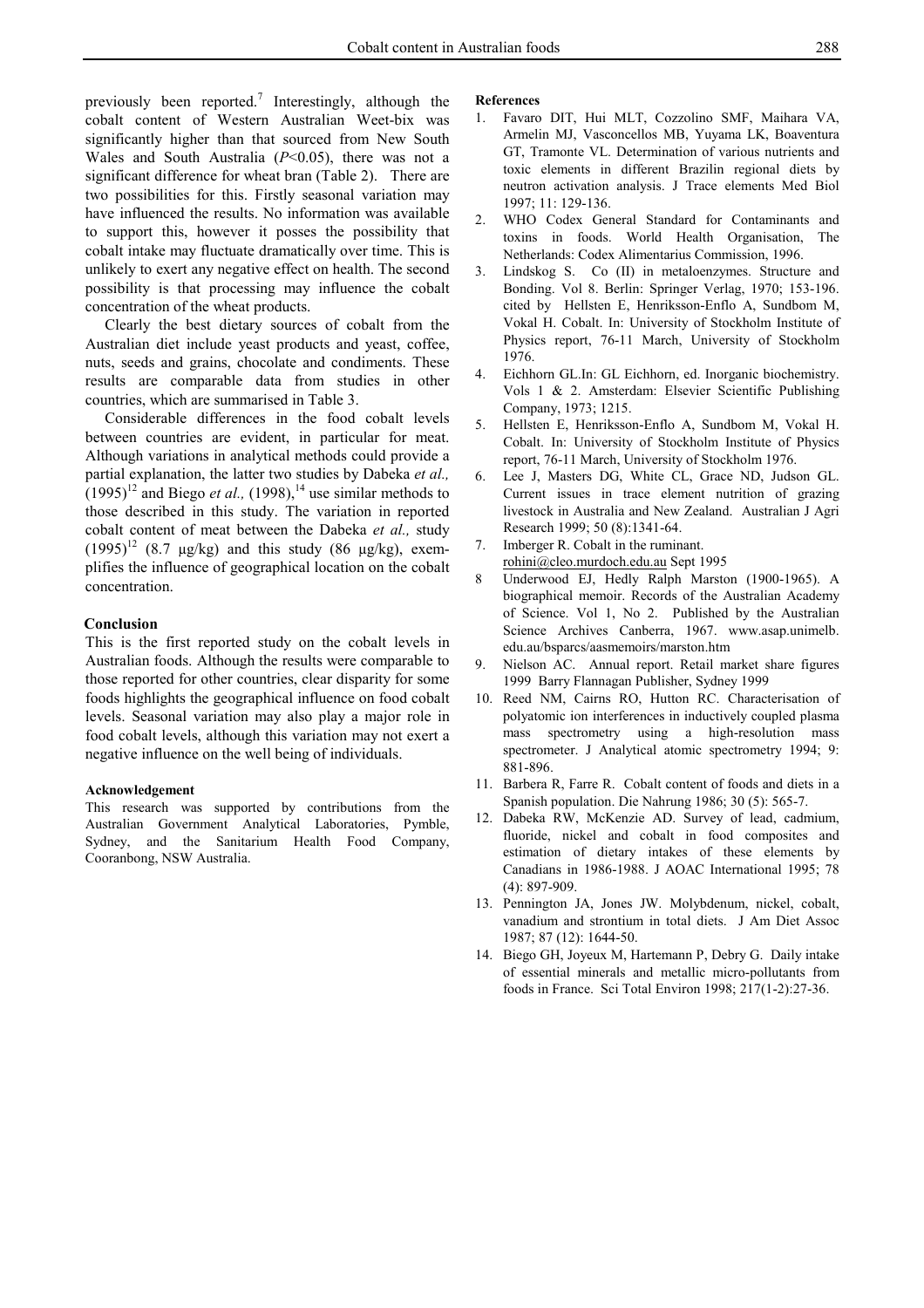previously been reported.[7] Interestingly, although the cobalt content of Western Australian Weet-bix was significantly higher than that sourced from New South Wales and South Australia ($P<0.05$), there was not a significant difference for wheat bran (Table 2). There are two possibilities for this. Firstly seasonal variation may have influenced the results. No information was available to support this, however it posses the possibility that cobalt intake may fluctuate dramatically over time. This is unlikely to exert any negative effect on health. The second possibility is that processing may influence the cobalt concentration of the wheat products.

Clearly the best dietary sources of cobalt from the Australian diet include yeast products and yeast, coffee, nuts, seeds and grains, chocolate and condiments. These results are comparable data from studies in other countries, which are summarised in Table 3.

Considerable differences in the food cobalt levels between countries are evident, in particular for meat. Although variations in analytical methods could provide a partial explanation, the latter two studies by Dabeka *et al.,* (1995)[12] and Biego *et al.,* (1998),[14] use similar methods to those described in this study. The variation in reported cobalt content of meat between the Dabeka *et al.,* study (1995)[12] (8.7 µg/kg) and this study (86 µg/kg), exemplifies the influence of geographical location on the cobalt concentration.

## Conclusion

This is the first reported study on the cobalt levels in Australian foods. Although the results were comparable to those reported for other countries, clear disparity for some foods highlights the geographical influence on food cobalt levels. Seasonal variation may also play a major role in food cobalt levels, although this variation may not exert a negative influence on the well being of individuals.

### Acknowledgement

This research was supported by contributions from the Australian Government Analytical Laboratories, Pymble, Sydney, and the Sanitarium Health Food Company, Cooranbong, NSW Australia.

### References

1. Favaro DIT, Hui MLT, Cozzolino SMF, Maihara VA, Armelin MJ, Vasconcellos MB, Yuyama LK, Boaventura GT, Tramonte VL. Determination of various nutrients and toxic elements in different Brazilin regional diets by neutron activation analysis. J Trace elements Med Biol 1997; 11: 129-136.
2. WHO Codex General Standard for Contaminants and toxins in foods. World Health Organisation, The Netherlands: Codex Alimentarius Commission, 1996.
3. Lindskog S. Co (II) in metaloenzymes. Structure and Bonding. Vol 8. Berlin: Springer Verlag, 1970; 153-196. cited by Hellsten E, Henriksson-Enflo A, Sundbom M, Vokal H. Cobalt. In: University of Stockholm Institute of Physics report, 76-11 March, University of Stockholm 1976.
4. Eichhorn GL.In: GL Eichhorn, ed. Inorganic biochemistry. Vols 1 & 2. Amsterdam: Elsevier Scientific Publishing Company, 1973; 1215.
5. Hellsten E, Henriksson-Enflo A, Sundbom M, Vokal H. Cobalt. In: University of Stockholm Institute of Physics report, 76-11 March, University of Stockholm 1976.
6. Lee J, Masters DG, White CL, Grace ND, Judson GL. Current issues in trace element nutrition of grazing livestock in Australia and New Zealand. Australian J Agri Research 1999; 50 (8):1341-64.
7. Imberger R. Cobalt in the ruminant. rohini@cleo.murdoch.edu.au Sept 1995
8. Underwood EJ, Hedly Ralph Marston (1900-1965). A biographical memoir. Records of the Australian Academy of Science. Vol 1, No 2. Published by the Australian Science Archives Canberra, 1967. www.asap.unimelb.edu.au/bsparcs/aasmemoirs/marston.htm
9. Nielson AC. Annual report. Retail market share figures 1999 Barry Flannagan Publisher, Sydney 1999
10. Reed NM, Cairns RO, Hutton RC. Characterisation of polyatomic ion interferences in inductively coupled plasma mass spectrometry using a high-resolution mass spectrometer. J Analytical atomic spectrometry 1994; 9: 881-896.
11. Barbera R, Farre R. Cobalt content of foods and diets in a Spanish population. Die Nahrung 1986; 30 (5): 565-7.
12. Dabeka RW, McKenzie AD. Survey of lead, cadmium, fluoride, nickel and cobalt in food composites and estimation of dietary intakes of these elements by Canadians in 1986-1988. J AOAC International 1995; 78 (4): 897-909.
13. Pennington JA, Jones JW. Molybdenum, nickel, cobalt, vanadium and strontium in total diets. J Am Diet Assoc 1987; 87 (12): 1644-50.
14. Biego GH, Joyeux M, Hartemann P, Debry G. Daily intake of essential minerals and metallic micro-pollutants from foods in France. Sci Total Environ 1998; 217(1-2):27-36.